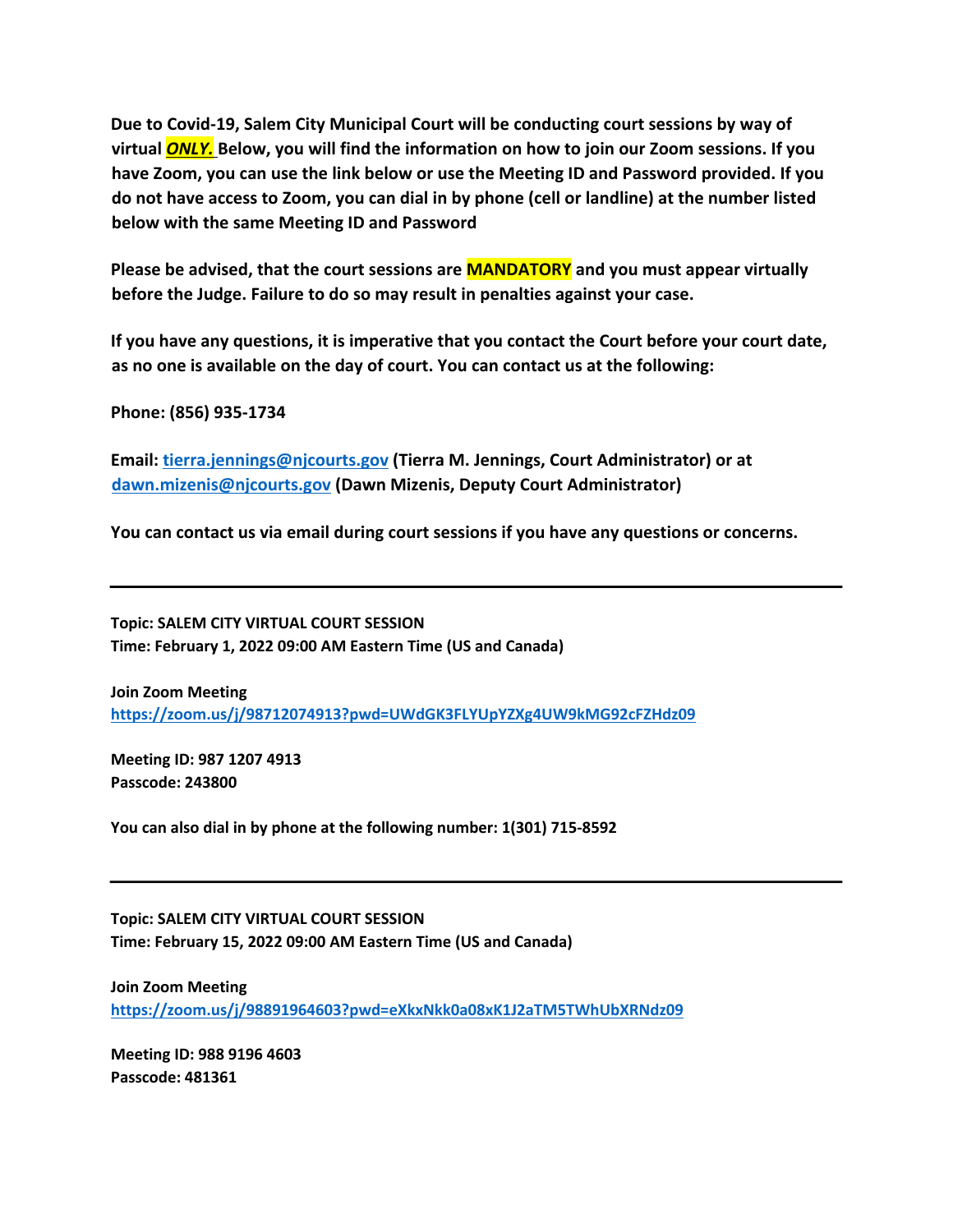**Due to Covid-19, Salem City Municipal Court will be conducting court sessions by way of virtual *ONLY.* Below, you will find the information on how to join our Zoom sessions. If you have Zoom, you can use the link below or use the Meeting ID and Password provided. If you do not have access to Zoom, you can dial in by phone (cell or landline) at the number listed below with the same Meeting ID and Password**

**Please be advised, that the court sessions are MANDATORY and you must appear virtually before the Judge. Failure to do so may result in penalties against your case.**

**If you have any questions, it is imperative that you contact the Court before your court date, as no one is available on the day of court. You can contact us at the following:**

**Phone: (856) 935-1734**

**Email: tierra.jennings@njcourts.gov (Tierra M. Jennings, Court Administrator) or at dawn.mizenis@njcourts.gov (Dawn Mizenis, Deputy Court Administrator)**

**You can contact us via email during court sessions if you have any questions or concerns.**

---

**Topic: SALEM CITY VIRTUAL COURT SESSION**
**Time: February 1, 2022 09:00 AM Eastern Time (US and Canada)**

**Join Zoom Meeting**
https://zoom.us/j/98712074913?pwd=UWdGK3FLYUpYZXg4UW9kMG92cFZHdz09

**Meeting ID: 987 1207 4913**
**Passcode: 243800**

**You can also dial in by phone at the following number: 1(301) 715-8592**

---

**Topic: SALEM CITY VIRTUAL COURT SESSION**
**Time: February 15, 2022 09:00 AM Eastern Time (US and Canada)**

**Join Zoom Meeting**
https://zoom.us/j/98891964603?pwd=eXkxNkk0a08xK1J2aTM5TWhUbXRNdz09

**Meeting ID: 988 9196 4603**
**Passcode: 481361**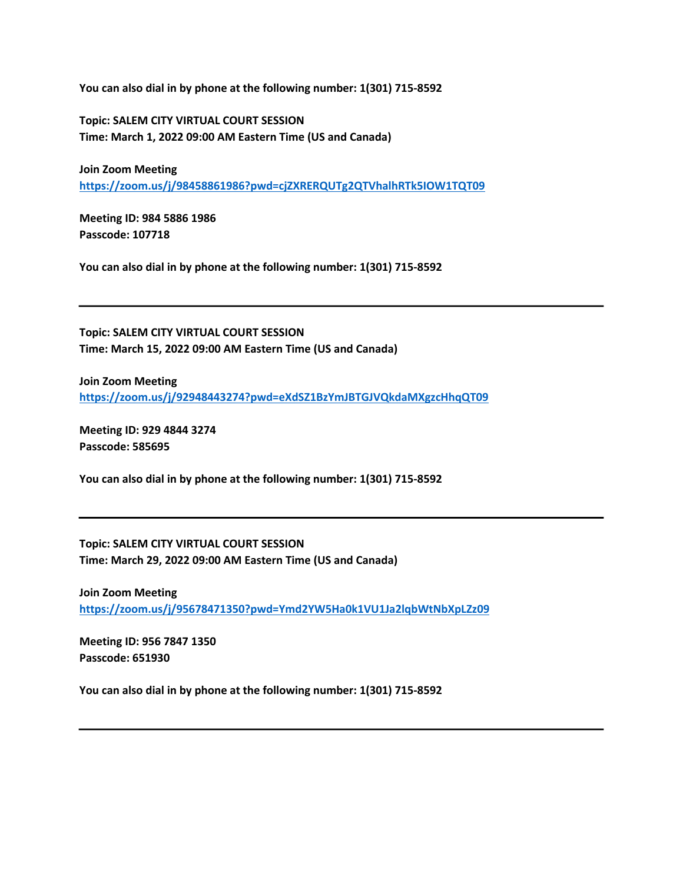**You can also dial in by phone at the following number: 1(301) 715-8592**

**Topic: SALEM CITY VIRTUAL COURT SESSION**
**Time: March 1, 2022 09:00 AM Eastern Time (US and Canada)**

**Join Zoom Meeting**
**https://zoom.us/j/98458861986?pwd=cjZXRERQUTg2QTVhalhRTk5IOW1TQT09**

**Meeting ID: 984 5886 1986**
**Passcode: 107718**

**You can also dial in by phone at the following number: 1(301) 715-8592**

---

**Topic: SALEM CITY VIRTUAL COURT SESSION**
**Time: March 15, 2022 09:00 AM Eastern Time (US and Canada)**

**Join Zoom Meeting**
**https://zoom.us/j/92948443274?pwd=eXdSZ1BzYmJBTGJVQkdaMXgzcHhqQT09**

**Meeting ID: 929 4844 3274**
**Passcode: 585695**

**You can also dial in by phone at the following number: 1(301) 715-8592**

---

**Topic: SALEM CITY VIRTUAL COURT SESSION**
**Time: March 29, 2022 09:00 AM Eastern Time (US and Canada)**

**Join Zoom Meeting**
**https://zoom.us/j/95678471350?pwd=Ymd2YW5Ha0k1VU1Ja2lqbWtNbXpLZz09**

**Meeting ID: 956 7847 1350**
**Passcode: 651930**

**You can also dial in by phone at the following number: 1(301) 715-8592**

---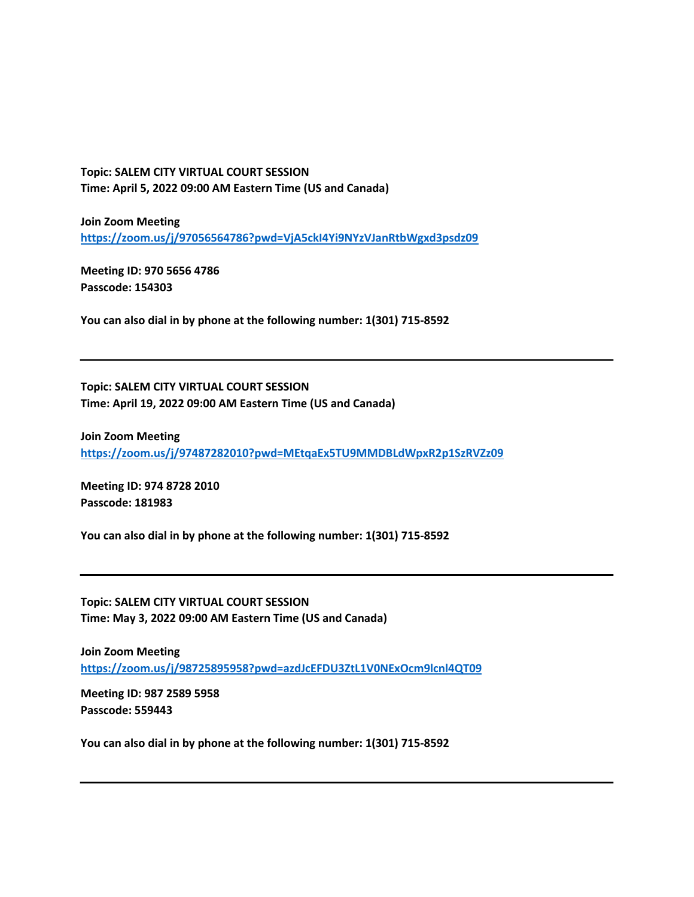**Topic: SALEM CITY VIRTUAL COURT SESSION**
**Time: April 5, 2022 09:00 AM Eastern Time (US and Canada)**

**Join Zoom Meeting**
**https://zoom.us/j/97056564786?pwd=VjA5ckI4Yi9NYzVJanRtbWgxd3psdz09**

**Meeting ID: 970 5656 4786**
**Passcode: 154303**

**You can also dial in by phone at the following number: 1(301) 715-8592**

---

**Topic: SALEM CITY VIRTUAL COURT SESSION**
**Time: April 19, 2022 09:00 AM Eastern Time (US and Canada)**

**Join Zoom Meeting**
**https://zoom.us/j/97487282010?pwd=MEtqaEx5TU9MMDBLdWpxR2p1SzRVZz09**

**Meeting ID: 974 8728 2010**
**Passcode: 181983**

**You can also dial in by phone at the following number: 1(301) 715-8592**

---

**Topic: SALEM CITY VIRTUAL COURT SESSION**
**Time: May 3, 2022 09:00 AM Eastern Time (US and Canada)**

**Join Zoom Meeting**
**https://zoom.us/j/98725895958?pwd=azdJcEFDU3ZtL1V0NExOcm9lcnl4QT09**

**Meeting ID: 987 2589 5958**
**Passcode: 559443**

**You can also dial in by phone at the following number: 1(301) 715-8592**

---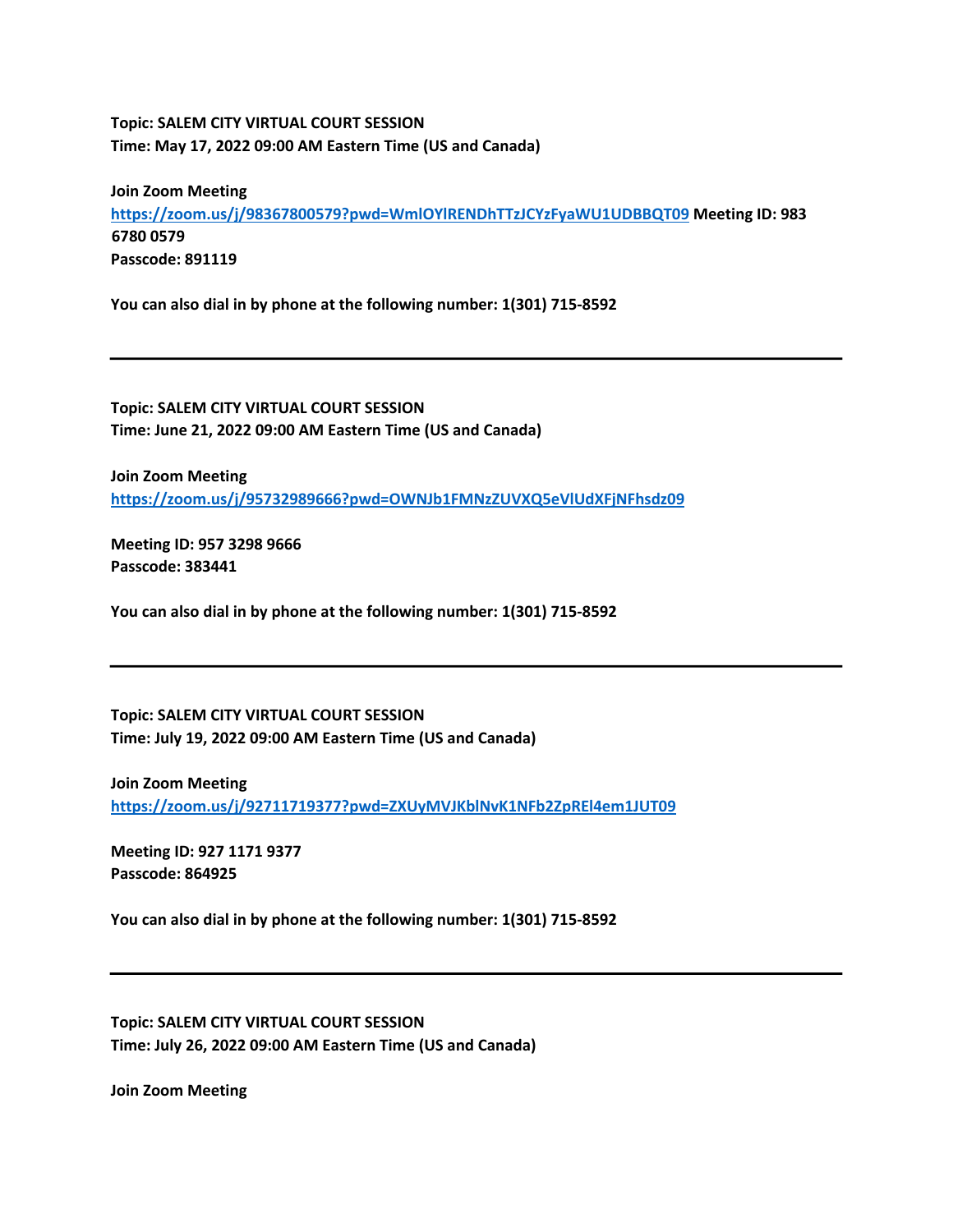**Topic: SALEM CITY VIRTUAL COURT SESSION**
**Time: May 17, 2022 09:00 AM Eastern Time (US and Canada)**

**Join Zoom Meeting**
**https://zoom.us/j/98367800579?pwd=WmlOYlRENDhTTzJCYzFyaWU1UDBBQT09 Meeting ID: 983 6780 0579**
**Passcode: 891119**

**You can also dial in by phone at the following number: 1(301) 715-8592**

---

**Topic: SALEM CITY VIRTUAL COURT SESSION**
**Time: June 21, 2022 09:00 AM Eastern Time (US and Canada)**

**Join Zoom Meeting**
**https://zoom.us/j/95732989666?pwd=OWNJb1FMNzZUVXQ5eVlUdXFjNFhsdz09**

**Meeting ID: 957 3298 9666**
**Passcode: 383441**

**You can also dial in by phone at the following number: 1(301) 715-8592**

---

**Topic: SALEM CITY VIRTUAL COURT SESSION**
**Time: July 19, 2022 09:00 AM Eastern Time (US and Canada)**

**Join Zoom Meeting**
**https://zoom.us/j/92711719377?pwd=ZXUyMVJKblNvK1NFb2ZpREl4em1JUT09**

**Meeting ID: 927 1171 9377**
**Passcode: 864925**

**You can also dial in by phone at the following number: 1(301) 715-8592**

---

**Topic: SALEM CITY VIRTUAL COURT SESSION**
**Time: July 26, 2022 09:00 AM Eastern Time (US and Canada)**

**Join Zoom Meeting**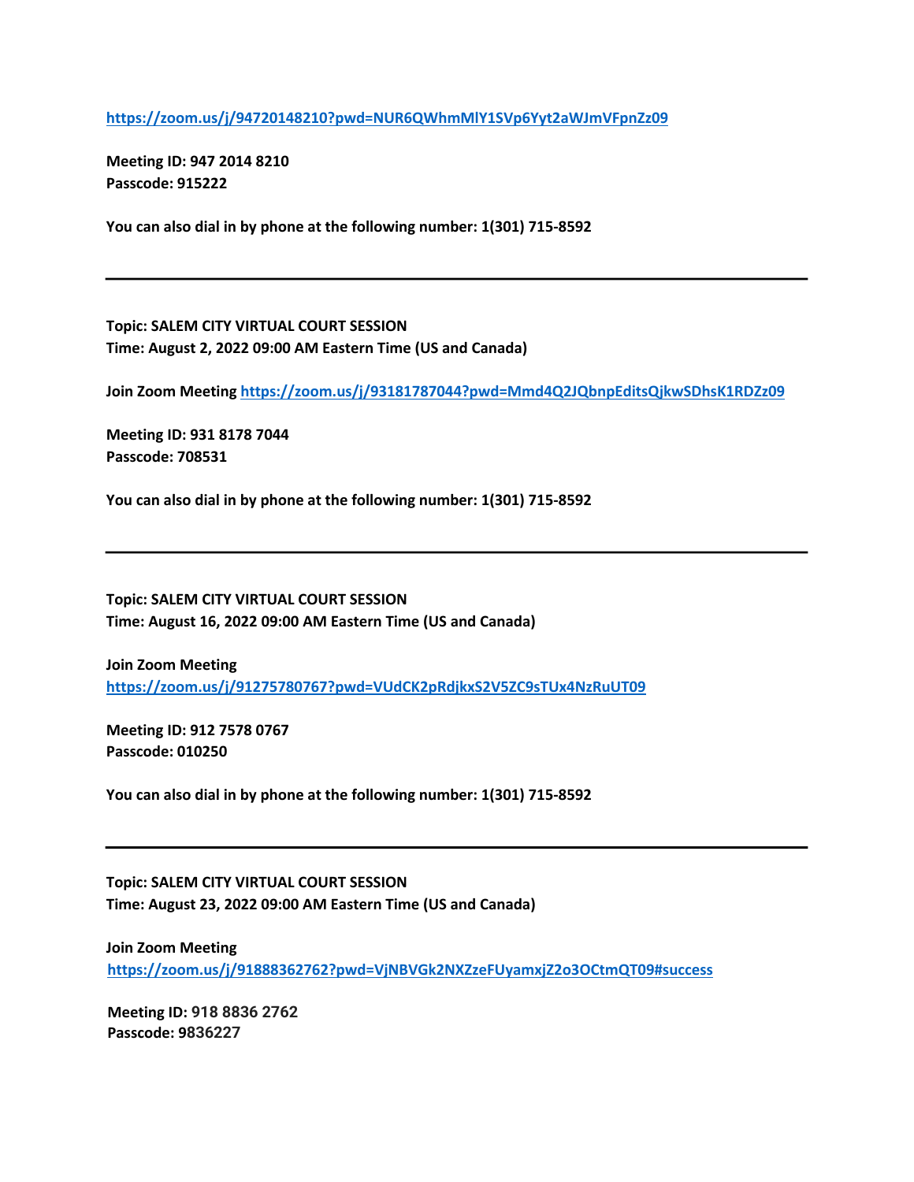**https://zoom.us/j/94720148210?pwd=NUR6QWhmMlY1SVp6Yyt2aWJmVFpnZz09**

**Meeting ID: 947 2014 8210**
**Passcode: 915222**

**You can also dial in by phone at the following number: 1(301) 715-8592**

---

**Topic: SALEM CITY VIRTUAL COURT SESSION**
**Time: August 2, 2022 09:00 AM Eastern Time (US and Canada)**

**Join Zoom Meeting https://zoom.us/j/93181787044?pwd=Mmd4Q2JQbnpEditsQjkwSDhsK1RDZz09**

**Meeting ID: 931 8178 7044**
**Passcode: 708531**

**You can also dial in by phone at the following number: 1(301) 715-8592**

---

**Topic: SALEM CITY VIRTUAL COURT SESSION**
**Time: August 16, 2022 09:00 AM Eastern Time (US and Canada)**

**Join Zoom Meeting**
**https://zoom.us/j/91275780767?pwd=VUdCK2pRdjkxS2V5ZC9sTUx4NzRuUT09**

**Meeting ID: 912 7578 0767**
**Passcode: 010250**

**You can also dial in by phone at the following number: 1(301) 715-8592**

---

**Topic: SALEM CITY VIRTUAL COURT SESSION**
**Time: August 23, 2022 09:00 AM Eastern Time (US and Canada)**

**Join Zoom Meeting**
**https://zoom.us/j/91888362762?pwd=VjNBVGk2NXZzeFUyamxjZ2o3OCtmQT09#success**

**Meeting ID: 918 8836 2762**
**Passcode: 9836227**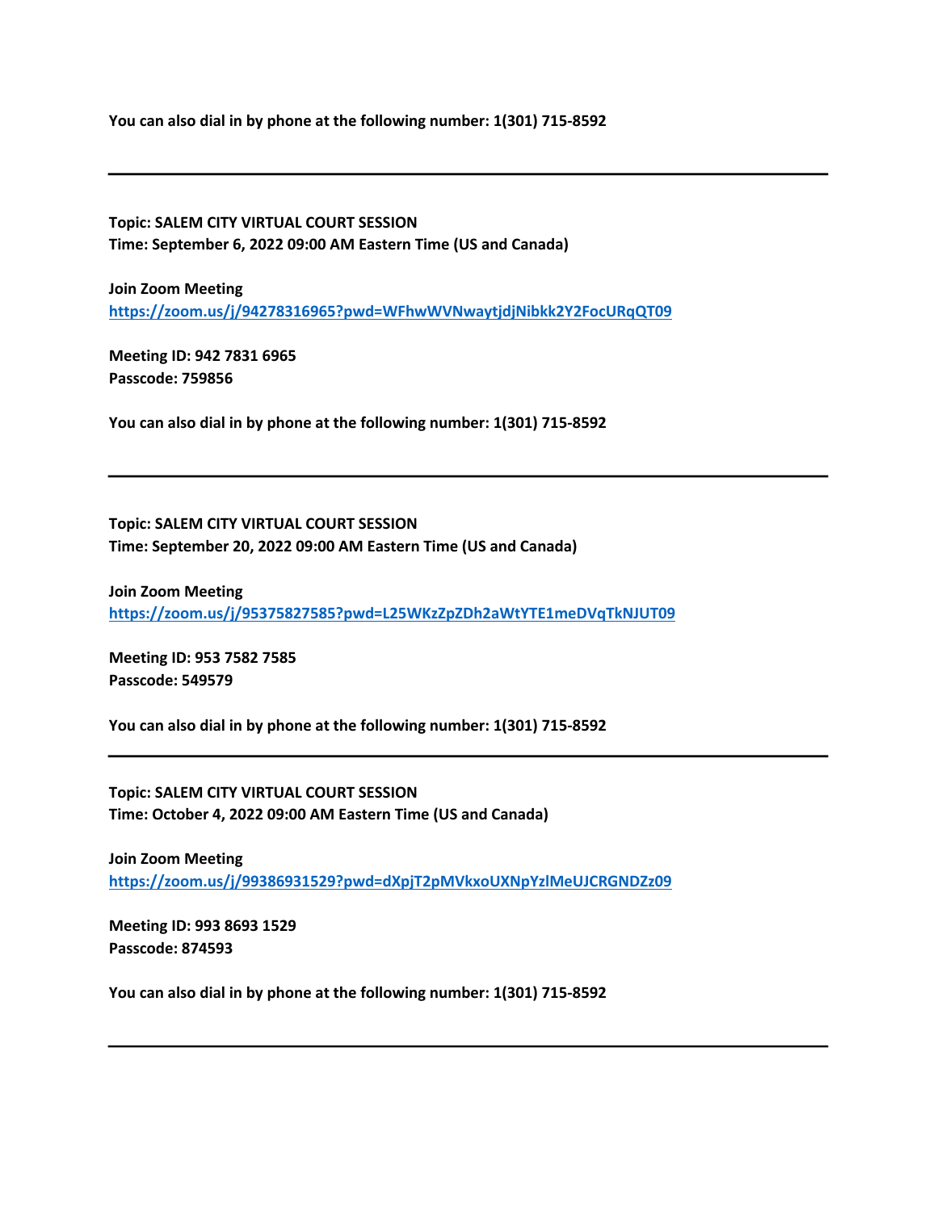**You can also dial in by phone at the following number: 1(301) 715-8592**

---

**Topic: SALEM CITY VIRTUAL COURT SESSION**
**Time: September 6, 2022 09:00 AM Eastern Time (US and Canada)**

**Join Zoom Meeting**
**https://zoom.us/j/94278316965?pwd=WFhwWVNwaytjdjNibkk2Y2FocURqQT09**

**Meeting ID: 942 7831 6965**
**Passcode: 759856**

**You can also dial in by phone at the following number: 1(301) 715-8592**

---

**Topic: SALEM CITY VIRTUAL COURT SESSION**
**Time: September 20, 2022 09:00 AM Eastern Time (US and Canada)**

**Join Zoom Meeting**
**https://zoom.us/j/95375827585?pwd=L25WKzZpZDh2aWtYTE1meDVqTkNJUT09**

**Meeting ID: 953 7582 7585**
**Passcode: 549579**

**You can also dial in by phone at the following number: 1(301) 715-8592**

---

**Topic: SALEM CITY VIRTUAL COURT SESSION**
**Time: October 4, 2022 09:00 AM Eastern Time (US and Canada)**

**Join Zoom Meeting**
**https://zoom.us/j/99386931529?pwd=dXpjT2pMVkxoUXNpYzlMeUJCRGNDZz09**

**Meeting ID: 993 8693 1529**
**Passcode: 874593**

**You can also dial in by phone at the following number: 1(301) 715-8592**

---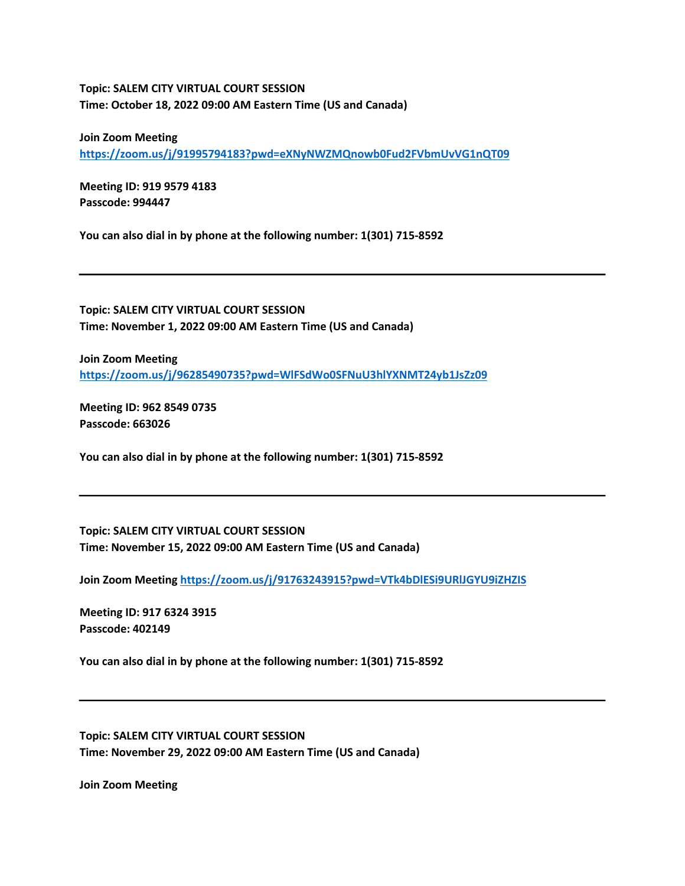**Topic: SALEM CITY VIRTUAL COURT SESSION**
**Time: October 18, 2022 09:00 AM Eastern Time (US and Canada)**

**Join Zoom Meeting**
**https://zoom.us/j/91995794183?pwd=eXNyNWZMQnowb0Fud2FVbmUvVG1nQT09**

**Meeting ID: 919 9579 4183**
**Passcode: 994447**

**You can also dial in by phone at the following number: 1(301) 715-8592**

---

**Topic: SALEM CITY VIRTUAL COURT SESSION**
**Time: November 1, 2022 09:00 AM Eastern Time (US and Canada)**

**Join Zoom Meeting**
**https://zoom.us/j/96285490735?pwd=WlFSdWo0SFNuU3hlYXNMT24yb1JsZz09**

**Meeting ID: 962 8549 0735**
**Passcode: 663026**

**You can also dial in by phone at the following number: 1(301) 715-8592**

---

**Topic: SALEM CITY VIRTUAL COURT SESSION**
**Time: November 15, 2022 09:00 AM Eastern Time (US and Canada)**

**Join Zoom Meeting https://zoom.us/j/91763243915?pwd=VTk4bDlESi9URlJGYU9iZHZIS**

**Meeting ID: 917 6324 3915**
**Passcode: 402149**

**You can also dial in by phone at the following number: 1(301) 715-8592**

---

**Topic: SALEM CITY VIRTUAL COURT SESSION**
**Time: November 29, 2022 09:00 AM Eastern Time (US and Canada)**

**Join Zoom Meeting**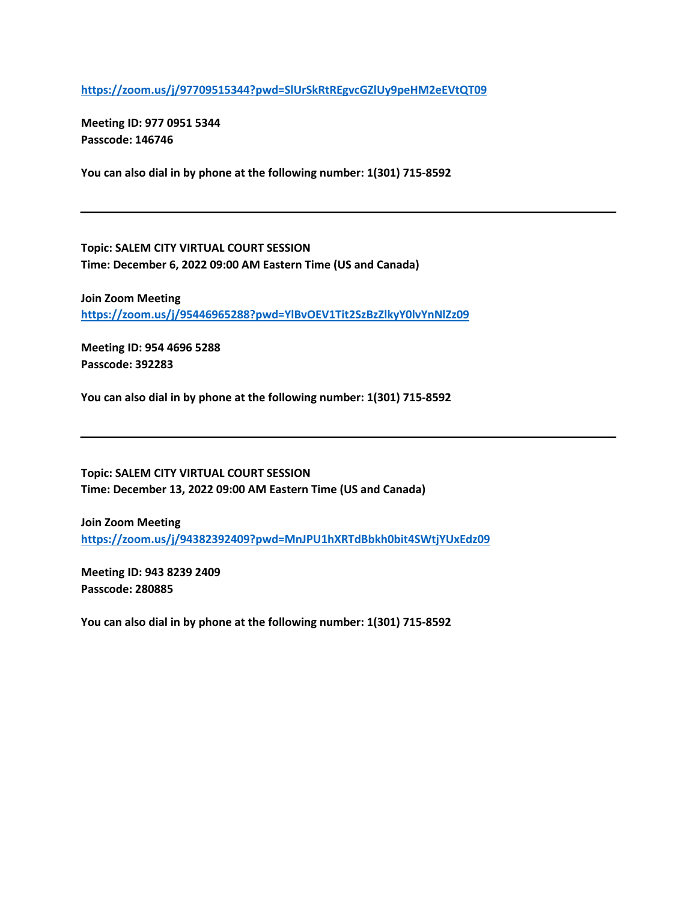**https://zoom.us/j/97709515344?pwd=SlUrSkRtREgvcGZlUy9peHM2eEVtQT09**

**Meeting ID: 977 0951 5344**
**Passcode: 146746**

**You can also dial in by phone at the following number: 1(301) 715-8592**

---

**Topic: SALEM CITY VIRTUAL COURT SESSION**
**Time: December 6, 2022 09:00 AM Eastern Time (US and Canada)**

**Join Zoom Meeting**
**https://zoom.us/j/95446965288?pwd=YlBvOEV1Tit2SzBzZlkyY0lvYnNlZz09**

**Meeting ID: 954 4696 5288**
**Passcode: 392283**

**You can also dial in by phone at the following number: 1(301) 715-8592**

---

**Topic: SALEM CITY VIRTUAL COURT SESSION**
**Time: December 13, 2022 09:00 AM Eastern Time (US and Canada)**

**Join Zoom Meeting**
**https://zoom.us/j/94382392409?pwd=MnJPU1hXRTdBbkh0bit4SWtjYUxEdz09**

**Meeting ID: 943 8239 2409**
**Passcode: 280885**

**You can also dial in by phone at the following number: 1(301) 715-8592**